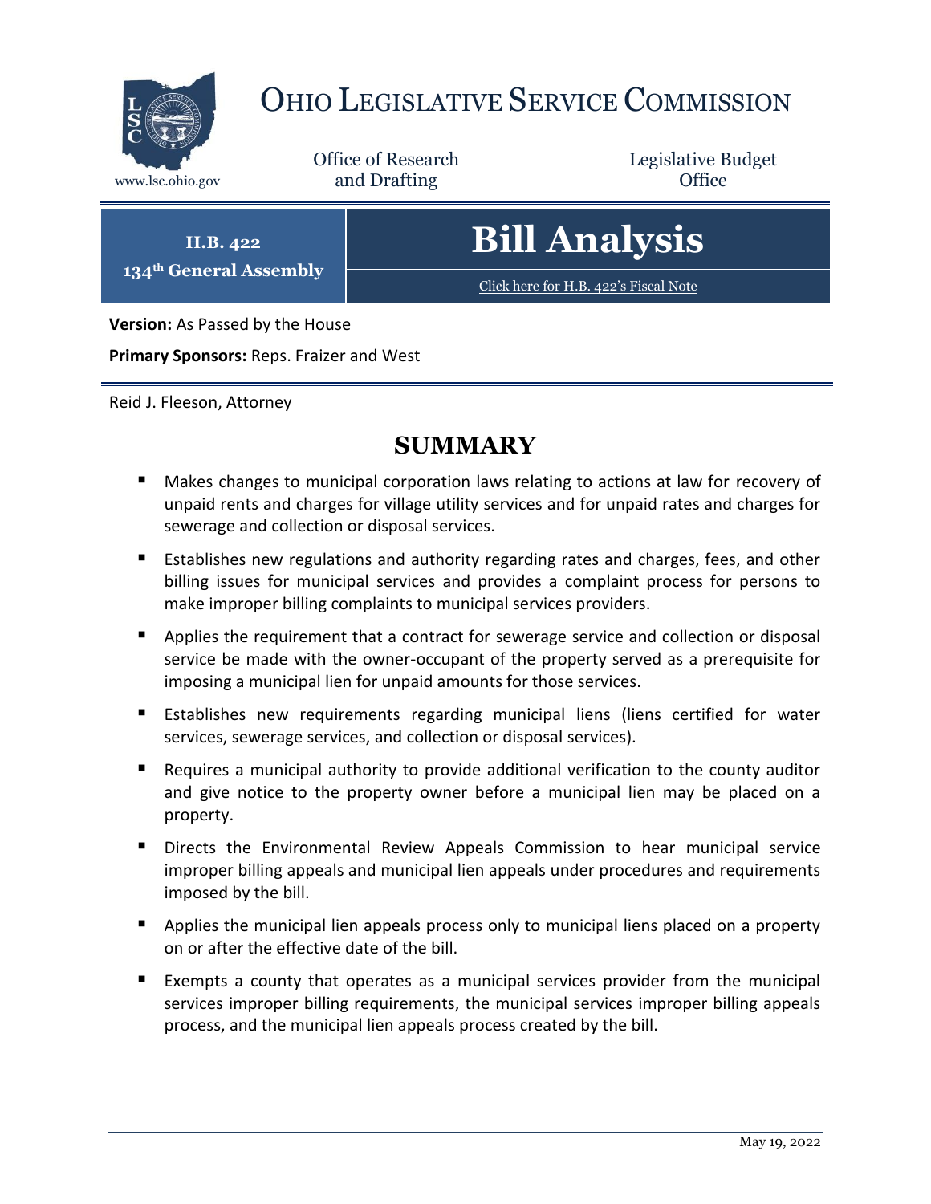# OHIO LEGISLATIVE SERVICE COMMISSION

www.lsc.ohio.gov

Office of Research and Drafting

Legislative Budget Office

**H.B. 422**
**134th General Assembly**

# Bill Analysis

Click here for H.B. 422's Fiscal Note

**Version:** As Passed by the House

**Primary Sponsors:** Reps. Fraizer and West

Reid J. Fleeson, Attorney

## SUMMARY

- Makes changes to municipal corporation laws relating to actions at law for recovery of unpaid rents and charges for village utility services and for unpaid rates and charges for sewerage and collection or disposal services.
- Establishes new regulations and authority regarding rates and charges, fees, and other billing issues for municipal services and provides a complaint process for persons to make improper billing complaints to municipal services providers.
- Applies the requirement that a contract for sewerage service and collection or disposal service be made with the owner-occupant of the property served as a prerequisite for imposing a municipal lien for unpaid amounts for those services.
- Establishes new requirements regarding municipal liens (liens certified for water services, sewerage services, and collection or disposal services).
- Requires a municipal authority to provide additional verification to the county auditor and give notice to the property owner before a municipal lien may be placed on a property.
- Directs the Environmental Review Appeals Commission to hear municipal service improper billing appeals and municipal lien appeals under procedures and requirements imposed by the bill.
- Applies the municipal lien appeals process only to municipal liens placed on a property on or after the effective date of the bill.
- Exempts a county that operates as a municipal services provider from the municipal services improper billing requirements, the municipal services improper billing appeals process, and the municipal lien appeals process created by the bill.

May 19, 2022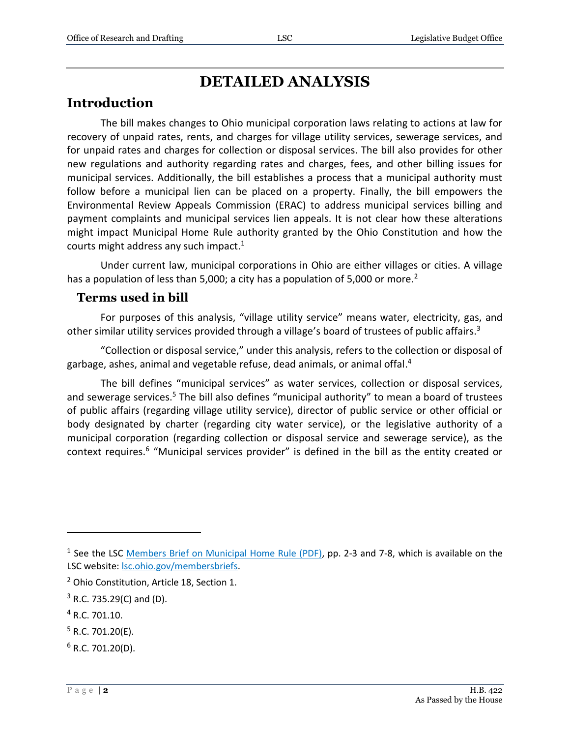# DETAILED ANALYSIS

## Introduction

The bill makes changes to Ohio municipal corporation laws relating to actions at law for recovery of unpaid rates, rents, and charges for village utility services, sewerage services, and for unpaid rates and charges for collection or disposal services. The bill also provides for other new regulations and authority regarding rates and charges, fees, and other billing issues for municipal services. Additionally, the bill establishes a process that a municipal authority must follow before a municipal lien can be placed on a property. Finally, the bill empowers the Environmental Review Appeals Commission (ERAC) to address municipal services billing and payment complaints and municipal services lien appeals. It is not clear how these alterations might impact Municipal Home Rule authority granted by the Ohio Constitution and how the courts might address any such impact.[1]

Under current law, municipal corporations in Ohio are either villages or cities. A village has a population of less than 5,000; a city has a population of 5,000 or more.[2]

### Terms used in bill

For purposes of this analysis, "village utility service" means water, electricity, gas, and other similar utility services provided through a village's board of trustees of public affairs.[3]

"Collection or disposal service," under this analysis, refers to the collection or disposal of garbage, ashes, animal and vegetable refuse, dead animals, or animal offal.[4]

The bill defines "municipal services" as water services, collection or disposal services, and sewerage services.[5] The bill also defines "municipal authority" to mean a board of trustees of public affairs (regarding village utility service), director of public service or other official or body designated by charter (regarding city water service), or the legislative authority of a municipal corporation (regarding collection or disposal service and sewerage service), as the context requires.[6] "Municipal services provider" is defined in the bill as the entity created or

---

[1] See the LSC Members Brief on Municipal Home Rule (PDF), pp. 2-3 and 7-8, which is available on the LSC website: lsc.ohio.gov/membersbriefs.

[2] Ohio Constitution, Article 18, Section 1.

[3] R.C. 735.29(C) and (D).

[4] R.C. 701.10.

[5] R.C. 701.20(E).

[6] R.C. 701.20(D).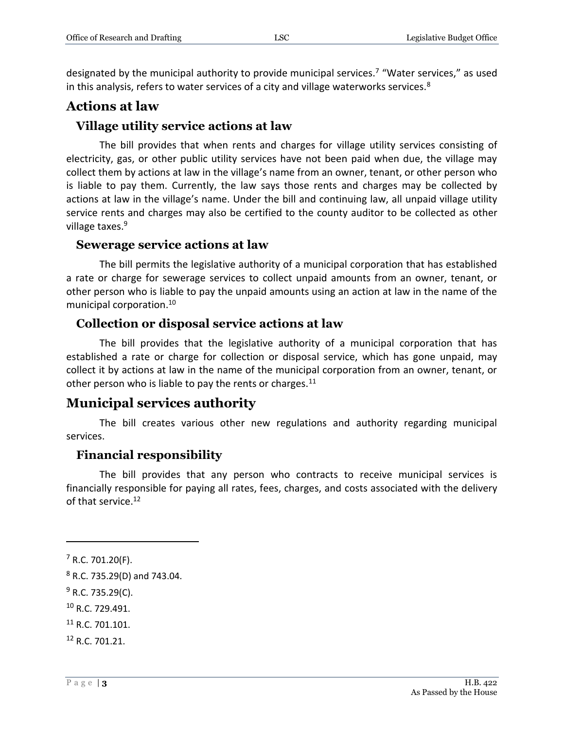designated by the municipal authority to provide municipal services.[7] "Water services," as used in this analysis, refers to water services of a city and village waterworks services.[8]

## Actions at law

### Village utility service actions at law

The bill provides that when rents and charges for village utility services consisting of electricity, gas, or other public utility services have not been paid when due, the village may collect them by actions at law in the village's name from an owner, tenant, or other person who is liable to pay them. Currently, the law says those rents and charges may be collected by actions at law in the village's name. Under the bill and continuing law, all unpaid village utility service rents and charges may also be certified to the county auditor to be collected as other village taxes.[9]

### Sewerage service actions at law

The bill permits the legislative authority of a municipal corporation that has established a rate or charge for sewerage services to collect unpaid amounts from an owner, tenant, or other person who is liable to pay the unpaid amounts using an action at law in the name of the municipal corporation.[10]

### Collection or disposal service actions at law

The bill provides that the legislative authority of a municipal corporation that has established a rate or charge for collection or disposal service, which has gone unpaid, may collect it by actions at law in the name of the municipal corporation from an owner, tenant, or other person who is liable to pay the rents or charges.[11]

## Municipal services authority

The bill creates various other new regulations and authority regarding municipal services.

### Financial responsibility

The bill provides that any person who contracts to receive municipal services is financially responsible for paying all rates, fees, charges, and costs associated with the delivery of that service.[12]

---

[7] R.C. 701.20(F).

[8] R.C. 735.29(D) and 743.04.

[9] R.C. 735.29(C).

[10] R.C. 729.491.

[11] R.C. 701.101.

[12] R.C. 701.21.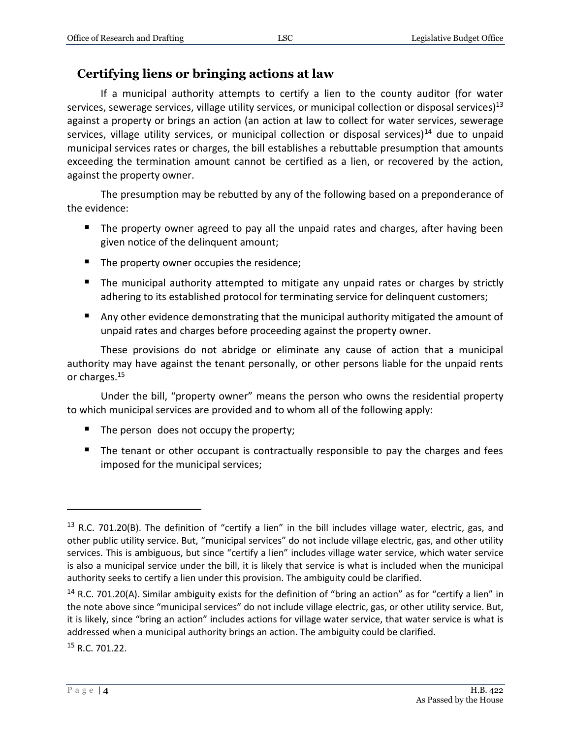## Certifying liens or bringing actions at law

If a municipal authority attempts to certify a lien to the county auditor (for water services, sewerage services, village utility services, or municipal collection or disposal services)[13] against a property or brings an action (an action at law to collect for water services, sewerage services, village utility services, or municipal collection or disposal services)[14] due to unpaid municipal services rates or charges, the bill establishes a rebuttable presumption that amounts exceeding the termination amount cannot be certified as a lien, or recovered by the action, against the property owner.

The presumption may be rebutted by any of the following based on a preponderance of the evidence:

- The property owner agreed to pay all the unpaid rates and charges, after having been given notice of the delinquent amount;
- The property owner occupies the residence;
- The municipal authority attempted to mitigate any unpaid rates or charges by strictly adhering to its established protocol for terminating service for delinquent customers;
- Any other evidence demonstrating that the municipal authority mitigated the amount of unpaid rates and charges before proceeding against the property owner.

These provisions do not abridge or eliminate any cause of action that a municipal authority may have against the tenant personally, or other persons liable for the unpaid rents or charges.[15]

Under the bill, "property owner" means the person who owns the residential property to which municipal services are provided and to whom all of the following apply:

- The person does not occupy the property;
- The tenant or other occupant is contractually responsible to pay the charges and fees imposed for the municipal services;

---

[13] R.C. 701.20(B). The definition of "certify a lien" in the bill includes village water, electric, gas, and other public utility service. But, "municipal services" do not include village electric, gas, and other utility services. This is ambiguous, but since "certify a lien" includes village water service, which water service is also a municipal service under the bill, it is likely that service is what is included when the municipal authority seeks to certify a lien under this provision. The ambiguity could be clarified.

[14] R.C. 701.20(A). Similar ambiguity exists for the definition of "bring an action" as for "certify a lien" in the note above since "municipal services" do not include village electric, gas, or other utility service. But, it is likely, since "bring an action" includes actions for village water service, that water service is what is addressed when a municipal authority brings an action. The ambiguity could be clarified.

[15] R.C. 701.22.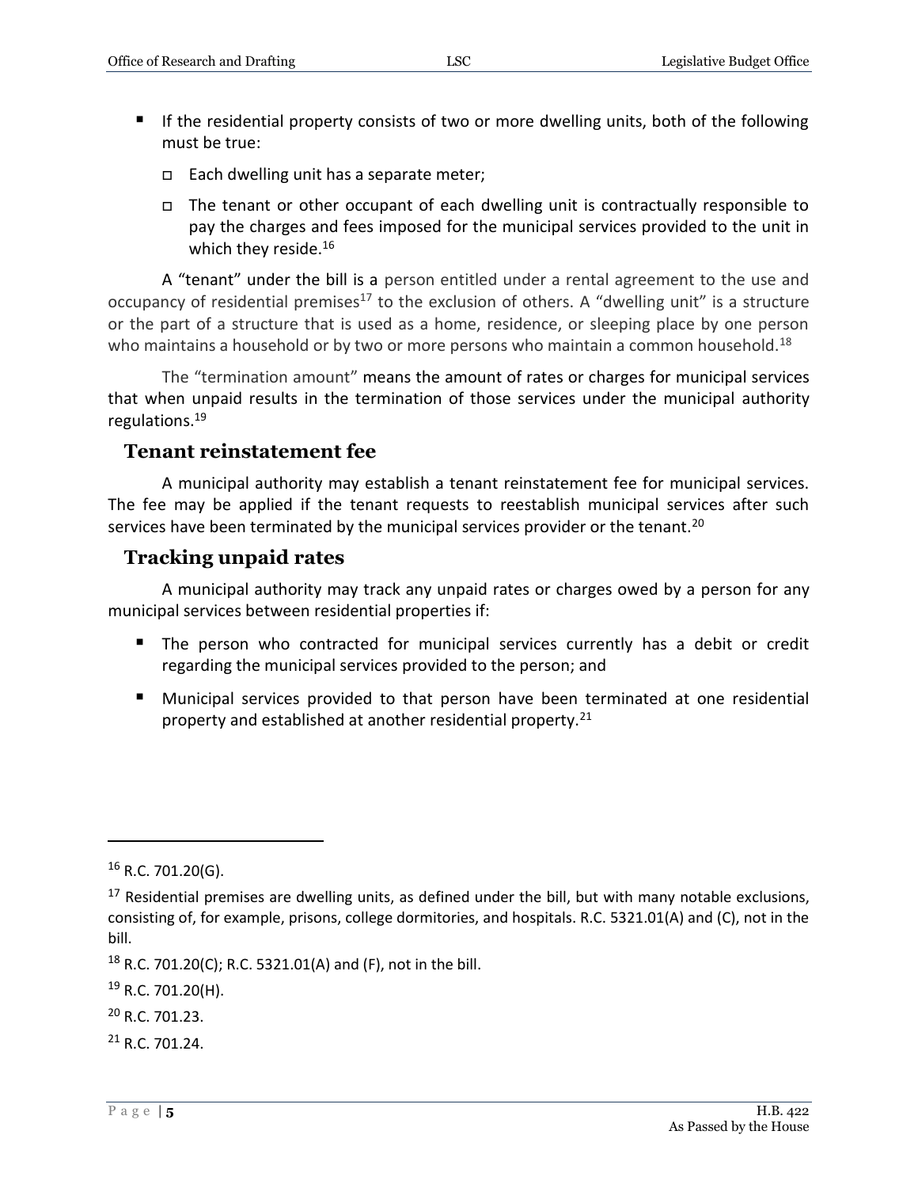- If the residential property consists of two or more dwelling units, both of the following must be true:
  - Each dwelling unit has a separate meter;
  - The tenant or other occupant of each dwelling unit is contractually responsible to pay the charges and fees imposed for the municipal services provided to the unit in which they reside.[16]

A "tenant" under the bill is a person entitled under a rental agreement to the use and occupancy of residential premises[17] to the exclusion of others. A "dwelling unit" is a structure or the part of a structure that is used as a home, residence, or sleeping place by one person who maintains a household or by two or more persons who maintain a common household.[18]

The "termination amount" means the amount of rates or charges for municipal services that when unpaid results in the termination of those services under the municipal authority regulations.[19]

## Tenant reinstatement fee

A municipal authority may establish a tenant reinstatement fee for municipal services. The fee may be applied if the tenant requests to reestablish municipal services after such services have been terminated by the municipal services provider or the tenant.[20]

## Tracking unpaid rates

A municipal authority may track any unpaid rates or charges owed by a person for any municipal services between residential properties if:

- The person who contracted for municipal services currently has a debit or credit regarding the municipal services provided to the person; and
- Municipal services provided to that person have been terminated at one residential property and established at another residential property.[21]

---

[16] R.C. 701.20(G).

[17] Residential premises are dwelling units, as defined under the bill, but with many notable exclusions, consisting of, for example, prisons, college dormitories, and hospitals. R.C. 5321.01(A) and (C), not in the bill.

[18] R.C. 701.20(C); R.C. 5321.01(A) and (F), not in the bill.

[19] R.C. 701.20(H).

[20] R.C. 701.23.

[21] R.C. 701.24.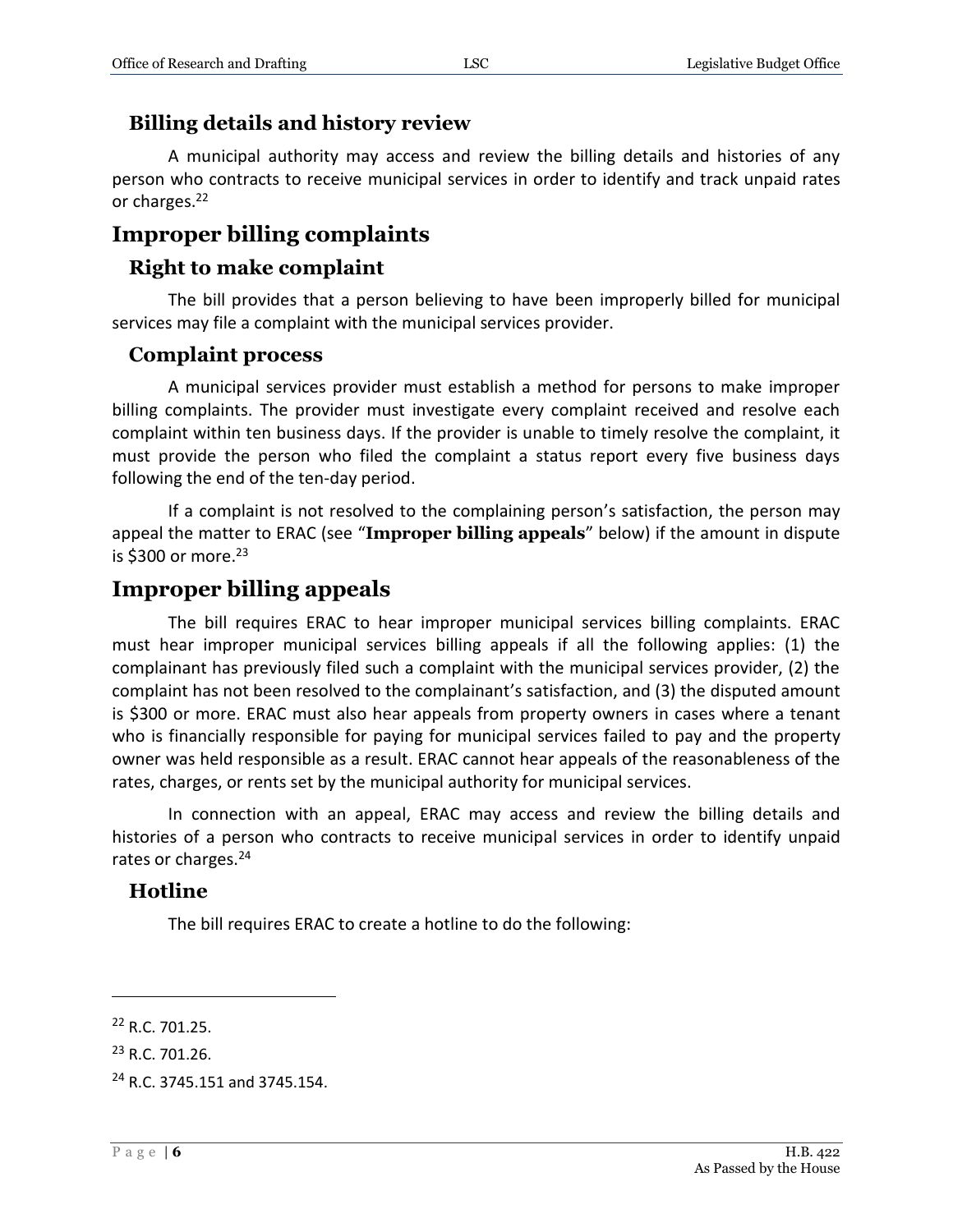### Billing details and history review

A municipal authority may access and review the billing details and histories of any person who contracts to receive municipal services in order to identify and track unpaid rates or charges.[22]

## Improper billing complaints

### Right to make complaint

The bill provides that a person believing to have been improperly billed for municipal services may file a complaint with the municipal services provider.

### Complaint process

A municipal services provider must establish a method for persons to make improper billing complaints. The provider must investigate every complaint received and resolve each complaint within ten business days. If the provider is unable to timely resolve the complaint, it must provide the person who filed the complaint a status report every five business days following the end of the ten-day period.

If a complaint is not resolved to the complaining person's satisfaction, the person may appeal the matter to ERAC (see "**Improper billing appeals**" below) if the amount in dispute is $300 or more.[23]

## Improper billing appeals

The bill requires ERAC to hear improper municipal services billing complaints. ERAC must hear improper municipal services billing appeals if all the following applies: (1) the complainant has previously filed such a complaint with the municipal services provider, (2) the complaint has not been resolved to the complainant's satisfaction, and (3) the disputed amount is $300 or more. ERAC must also hear appeals from property owners in cases where a tenant who is financially responsible for paying for municipal services failed to pay and the property owner was held responsible as a result. ERAC cannot hear appeals of the reasonableness of the rates, charges, or rents set by the municipal authority for municipal services.

In connection with an appeal, ERAC may access and review the billing details and histories of a person who contracts to receive municipal services in order to identify unpaid rates or charges.[24]

### Hotline

The bill requires ERAC to create a hotline to do the following:

---

[22] R.C. 701.25.

[23] R.C. 701.26.

[24] R.C. 3745.151 and 3745.154.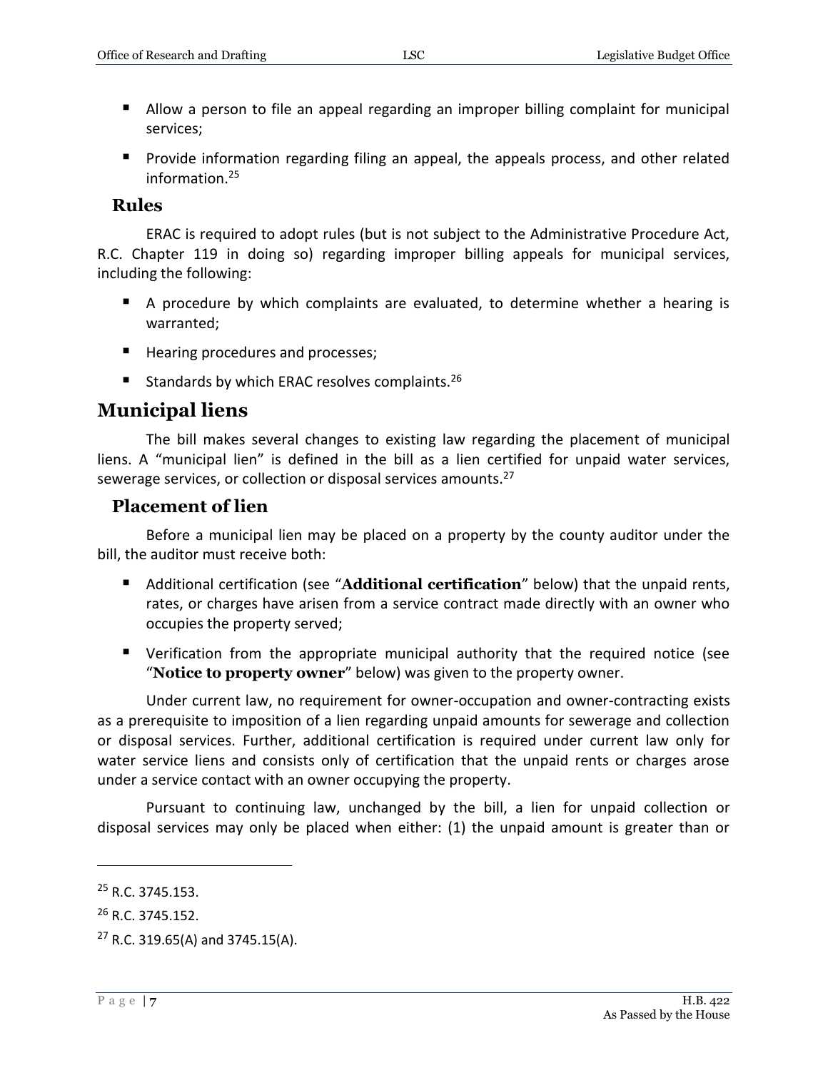- Allow a person to file an appeal regarding an improper billing complaint for municipal services;
- Provide information regarding filing an appeal, the appeals process, and other related information.[25]

### Rules

ERAC is required to adopt rules (but is not subject to the Administrative Procedure Act, R.C. Chapter 119 in doing so) regarding improper billing appeals for municipal services, including the following:

- A procedure by which complaints are evaluated, to determine whether a hearing is warranted;
- Hearing procedures and processes;
- Standards by which ERAC resolves complaints.[26]

## Municipal liens

The bill makes several changes to existing law regarding the placement of municipal liens. A "municipal lien" is defined in the bill as a lien certified for unpaid water services, sewerage services, or collection or disposal services amounts.[27]

### Placement of lien

Before a municipal lien may be placed on a property by the county auditor under the bill, the auditor must receive both:

- Additional certification (see "**Additional certification**" below) that the unpaid rents, rates, or charges have arisen from a service contract made directly with an owner who occupies the property served;
- Verification from the appropriate municipal authority that the required notice (see "**Notice to property owner**" below) was given to the property owner.

Under current law, no requirement for owner-occupation and owner-contracting exists as a prerequisite to imposition of a lien regarding unpaid amounts for sewerage and collection or disposal services. Further, additional certification is required under current law only for water service liens and consists only of certification that the unpaid rents or charges arose under a service contact with an owner occupying the property.

Pursuant to continuing law, unchanged by the bill, a lien for unpaid collection or disposal services may only be placed when either: (1) the unpaid amount is greater than or

---

[25] R.C. 3745.153.

[26] R.C. 3745.152.

[27] R.C. 319.65(A) and 3745.15(A).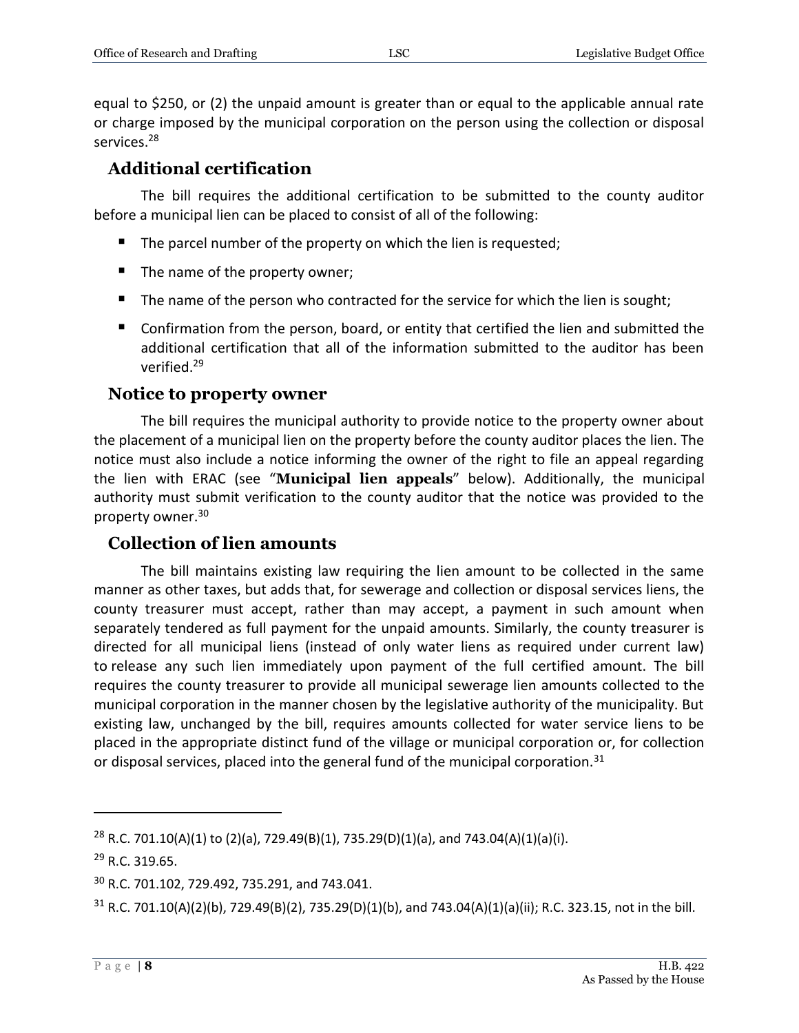equal to $250, or (2) the unpaid amount is greater than or equal to the applicable annual rate or charge imposed by the municipal corporation on the person using the collection or disposal services.[28]

## Additional certification

The bill requires the additional certification to be submitted to the county auditor before a municipal lien can be placed to consist of all of the following:

- The parcel number of the property on which the lien is requested;
- The name of the property owner;
- The name of the person who contracted for the service for which the lien is sought;
- Confirmation from the person, board, or entity that certified the lien and submitted the additional certification that all of the information submitted to the auditor has been verified.[29]

## Notice to property owner

The bill requires the municipal authority to provide notice to the property owner about the placement of a municipal lien on the property before the county auditor places the lien. The notice must also include a notice informing the owner of the right to file an appeal regarding the lien with ERAC (see "**Municipal lien appeals**" below). Additionally, the municipal authority must submit verification to the county auditor that the notice was provided to the property owner.[30]

## Collection of lien amounts

The bill maintains existing law requiring the lien amount to be collected in the same manner as other taxes, but adds that, for sewerage and collection or disposal services liens, the county treasurer must accept, rather than may accept, a payment in such amount when separately tendered as full payment for the unpaid amounts. Similarly, the county treasurer is directed for all municipal liens (instead of only water liens as required under current law) to release any such lien immediately upon payment of the full certified amount. The bill requires the county treasurer to provide all municipal sewerage lien amounts collected to the municipal corporation in the manner chosen by the legislative authority of the municipality. But existing law, unchanged by the bill, requires amounts collected for water service liens to be placed in the appropriate distinct fund of the village or municipal corporation or, for collection or disposal services, placed into the general fund of the municipal corporation.[31]

---

[28] R.C. 701.10(A)(1) to (2)(a), 729.49(B)(1), 735.29(D)(1)(a), and 743.04(A)(1)(a)(i).

[29] R.C. 319.65.

[30] R.C. 701.102, 729.492, 735.291, and 743.041.

[31] R.C. 701.10(A)(2)(b), 729.49(B)(2), 735.29(D)(1)(b), and 743.04(A)(1)(a)(ii); R.C. 323.15, not in the bill.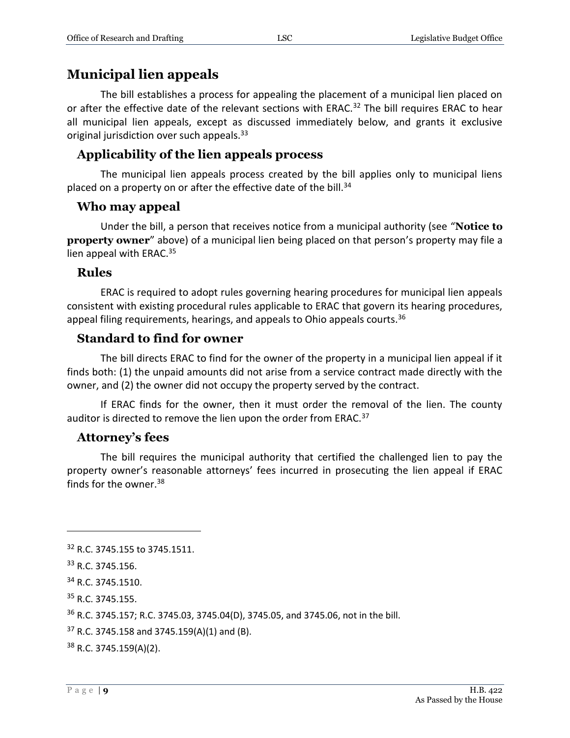## Municipal lien appeals

The bill establishes a process for appealing the placement of a municipal lien placed on or after the effective date of the relevant sections with ERAC.[32] The bill requires ERAC to hear all municipal lien appeals, except as discussed immediately below, and grants it exclusive original jurisdiction over such appeals.[33]

### Applicability of the lien appeals process

The municipal lien appeals process created by the bill applies only to municipal liens placed on a property on or after the effective date of the bill.[34]

### Who may appeal

Under the bill, a person that receives notice from a municipal authority (see "**Notice to property owner**" above) of a municipal lien being placed on that person's property may file a lien appeal with ERAC.[35]

### Rules

ERAC is required to adopt rules governing hearing procedures for municipal lien appeals consistent with existing procedural rules applicable to ERAC that govern its hearing procedures, appeal filing requirements, hearings, and appeals to Ohio appeals courts.[36]

### Standard to find for owner

The bill directs ERAC to find for the owner of the property in a municipal lien appeal if it finds both: (1) the unpaid amounts did not arise from a service contract made directly with the owner, and (2) the owner did not occupy the property served by the contract.

If ERAC finds for the owner, then it must order the removal of the lien. The county auditor is directed to remove the lien upon the order from ERAC.[37]

### Attorney's fees

The bill requires the municipal authority that certified the challenged lien to pay the property owner's reasonable attorneys' fees incurred in prosecuting the lien appeal if ERAC finds for the owner.[38]

---

[32] R.C. 3745.155 to 3745.1511.

[33] R.C. 3745.156.

[34] R.C. 3745.1510.

[35] R.C. 3745.155.

[36] R.C. 3745.157; R.C. 3745.03, 3745.04(D), 3745.05, and 3745.06, not in the bill.

[37] R.C. 3745.158 and 3745.159(A)(1) and (B).

[38] R.C. 3745.159(A)(2).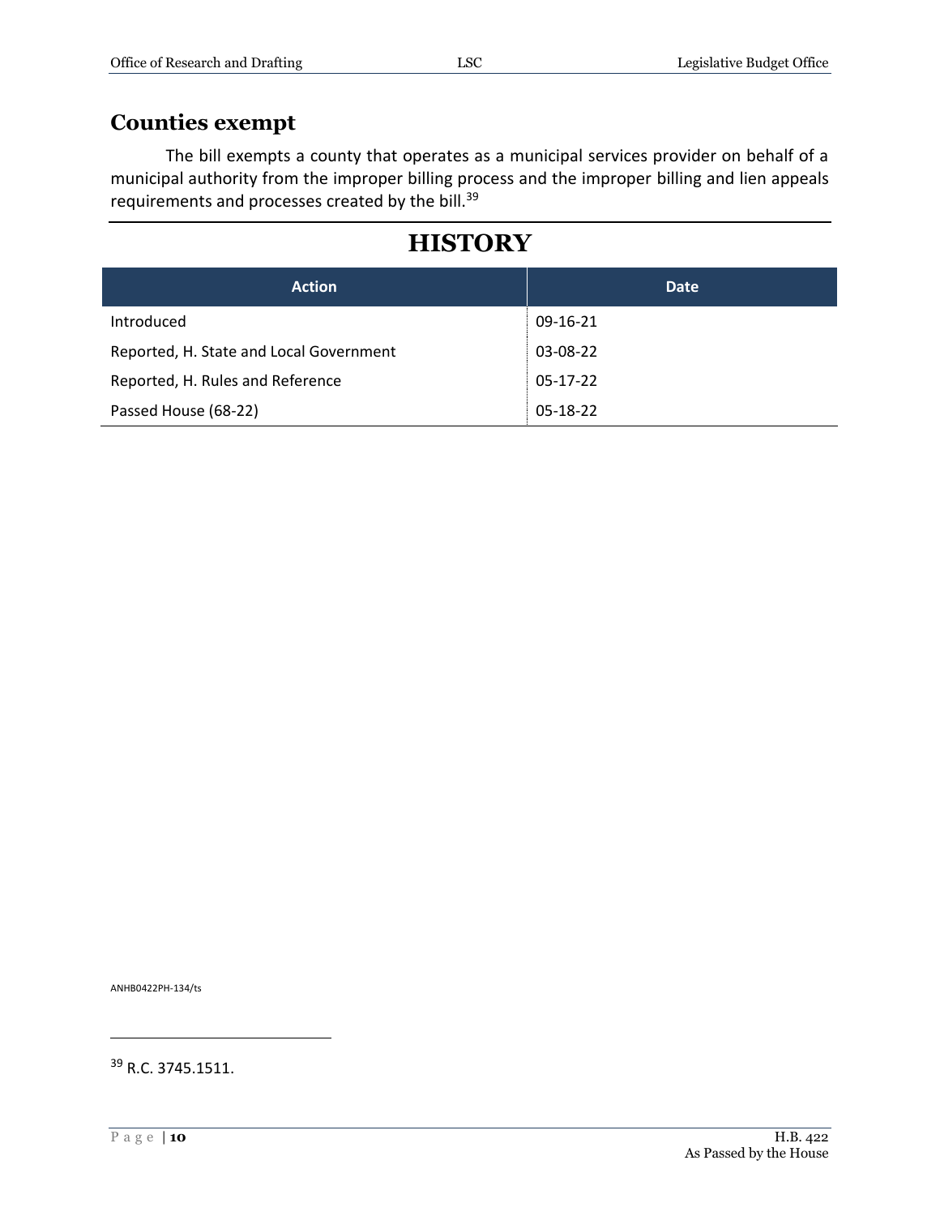## Counties exempt

The bill exempts a county that operates as a municipal services provider on behalf of a municipal authority from the improper billing process and the improper billing and lien appeals requirements and processes created by the bill.[39]

# HISTORY

| Action | Date |
|---|---|
| Introduced | 09-16-21 |
| Reported, H. State and Local Government | 03-08-22 |
| Reported, H. Rules and Reference | 05-17-22 |
| Passed House (68-22) | 05-18-22 |

ANHB0422PH-134/ts

[39] R.C. 3745.1511.